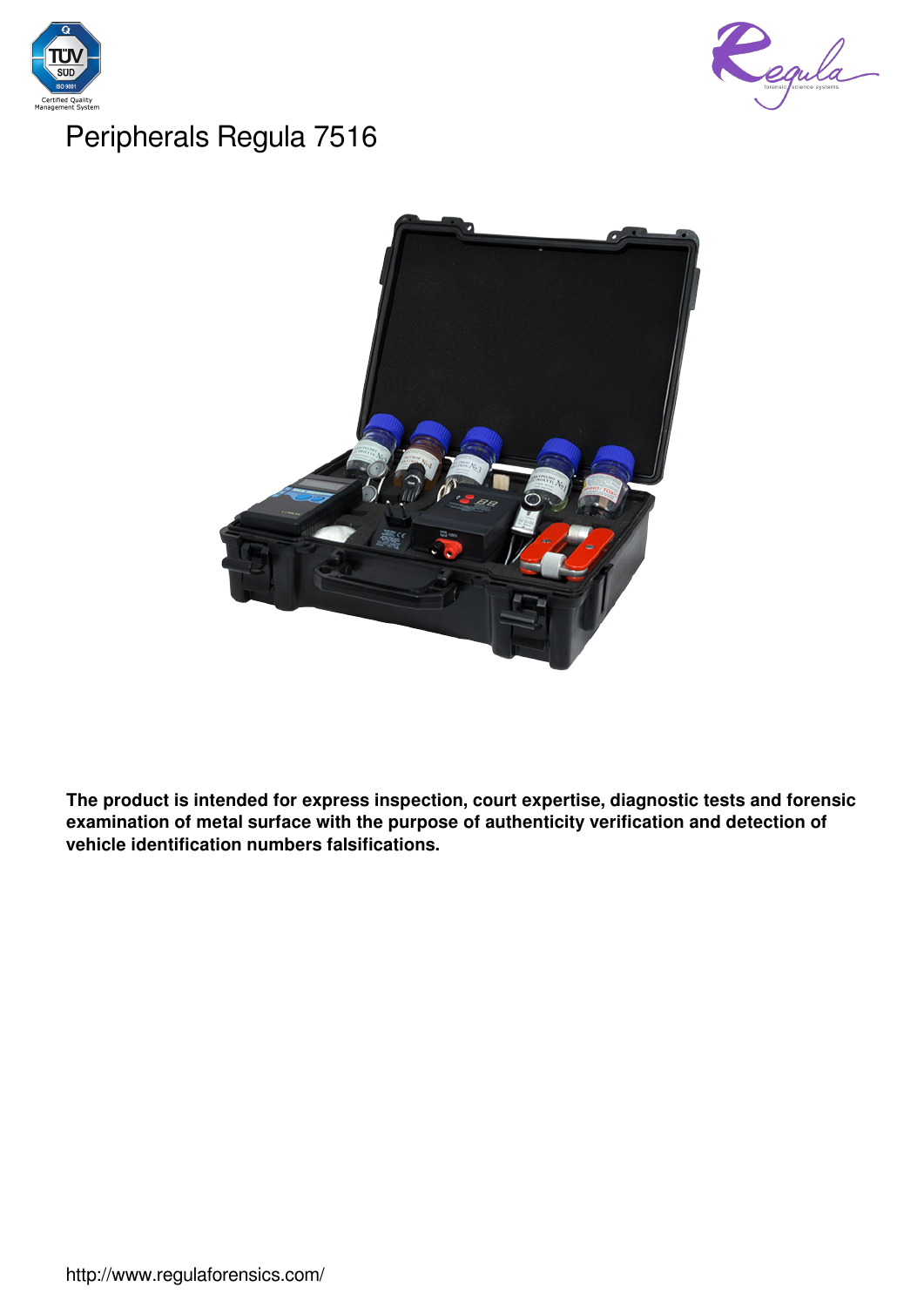# Peripherals Regula 7516

**The product is intended for express inspection, court expertise, diagnostic tests and forensic examination of metal surface with the purpose of authenticity verification and detection of vehicle identification numbers falsifications.**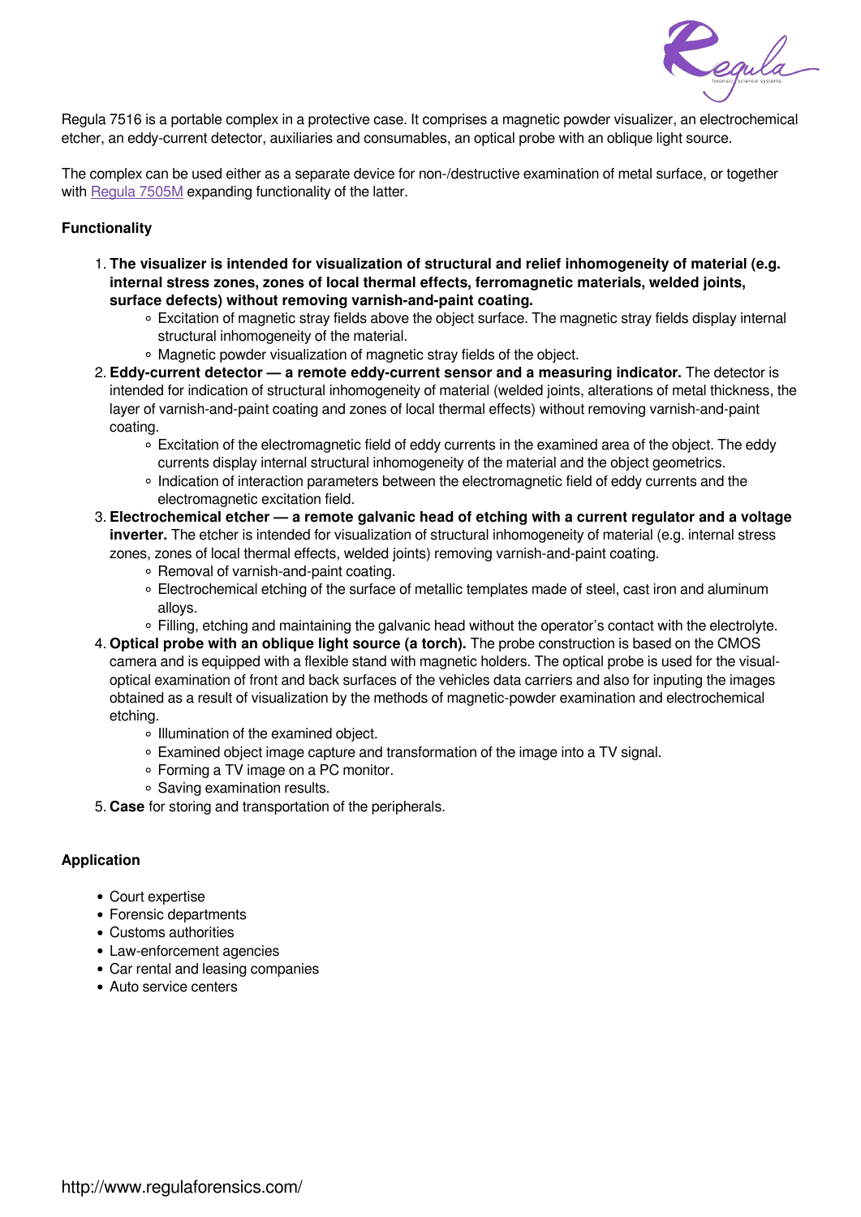Regula 7516 is a portable complex in a protective case. It comprises a magnetic powder visualizer, an electrochemical etcher, an eddy-current detector, auxiliaries and consumables, an optical probe with an oblique light source.

The complex can be used either as a separate device for non-/destructive examination of metal surface, or together with [Regula 7505M] expanding functionality of the latter.

**Functionality**

1. **The visualizer is intended for visualization of structural and relief inhomogeneity of material (e.g. internal stress zones, zones of local thermal effects, ferromagnetic materials, welded joints, surface defects) without removing varnish-and-paint coating.**
   - Excitation of magnetic stray fields above the object surface. The magnetic stray fields display internal structural inhomogeneity of the material.
   - Magnetic powder visualization of magnetic stray fields of the object.
2. **Eddy-current detector — a remote eddy-current sensor and a measuring indicator.** The detector is intended for indication of structural inhomogeneity of material (welded joints, alterations of metal thickness, the layer of varnish-and-paint coating and zones of local thermal effects) without removing varnish-and-paint coating.
   - Excitation of the electromagnetic field of eddy currents in the examined area of the object. The eddy currents display internal structural inhomogeneity of the material and the object geometrics.
   - Indication of interaction parameters between the electromagnetic field of eddy currents and the electromagnetic excitation field.
3. **Electrochemical etcher — a remote galvanic head of etching with a current regulator and a voltage inverter.** The etcher is intended for visualization of structural inhomogeneity of material (e.g. internal stress zones, zones of local thermal effects, welded joints) removing varnish-and-paint coating.
   - Removal of varnish-and-paint coating.
   - Electrochemical etching of the surface of metallic templates made of steel, cast iron and aluminum alloys.
   - Filling, etching and maintaining the galvanic head without the operator's contact with the electrolyte.
4. **Optical probe with an oblique light source (a torch).** The probe construction is based on the CMOS camera and is equipped with a flexible stand with magnetic holders. The optical probe is used for the visual-optical examination of front and back surfaces of the vehicles data carriers and also for inputing the images obtained as a result of visualization by the methods of magnetic-powder examination and electrochemical etching.
   - Illumination of the examined object.
   - Examined object image capture and transformation of the image into a TV signal.
   - Forming a TV image on a PC monitor.
   - Saving examination results.
5. **Case** for storing and transportation of the peripherals.

**Application**

- Court expertise
- Forensic departments
- Customs authorities
- Law-enforcement agencies
- Car rental and leasing companies
- Auto service centers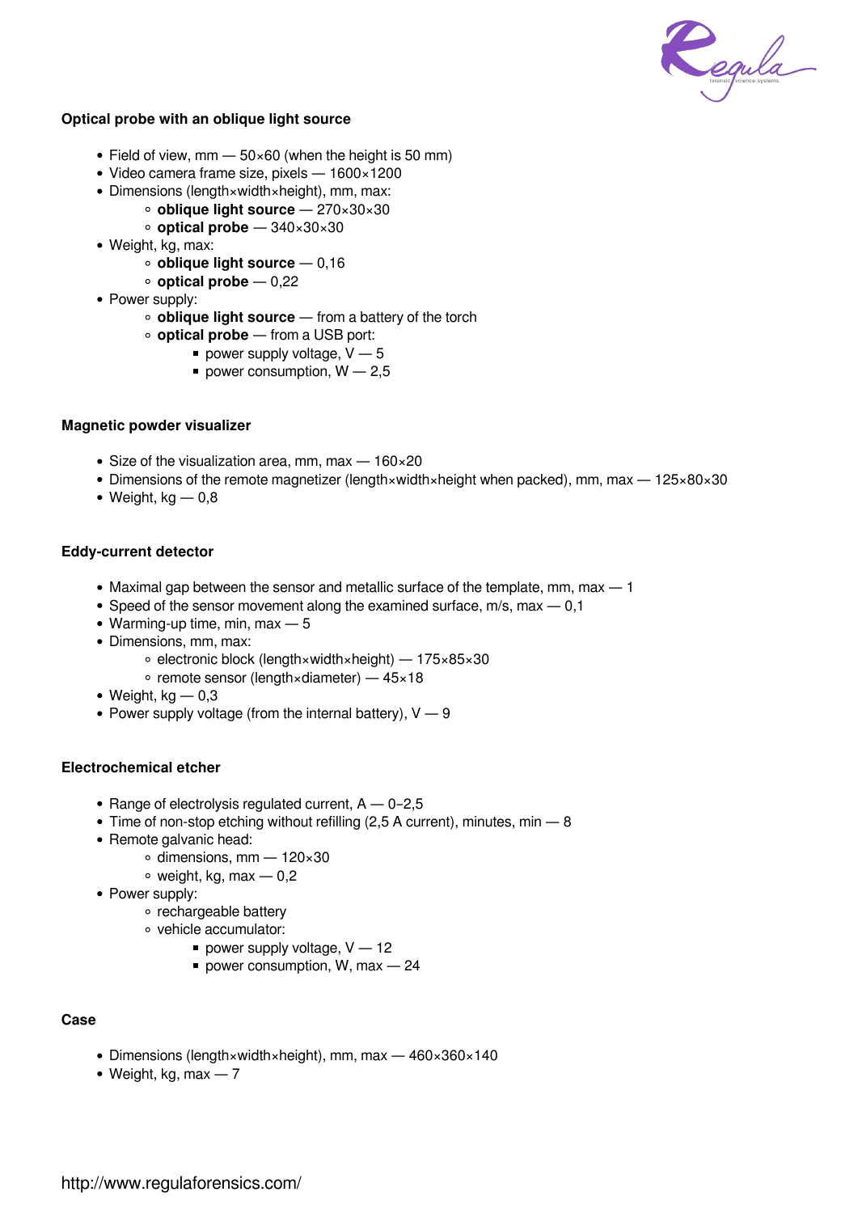### Optical probe with an oblique light source

- Field of view, mm — 50×60 (when the height is 50 mm)
- Video camera frame size, pixels — 1600×1200
- Dimensions (length×width×height), mm, max:
    - **oblique light source** — 270×30×30
    - **optical probe** — 340×30×30
- Weight, kg, max:
    - **oblique light source** — 0,16
    - **optical probe** — 0,22
- Power supply:
    - **oblique light source** — from a battery of the torch
    - **optical probe** — from a USB port:
        - power supply voltage, V — 5
        - power consumption, W — 2,5

### Magnetic powder visualizer

- Size of the visualization area, mm, max — 160×20
- Dimensions of the remote magnetizer (length×width×height when packed), mm, max — 125×80×30
- Weight, kg — 0,8

### Eddy-current detector

- Maximal gap between the sensor and metallic surface of the template, mm, max — 1
- Speed of the sensor movement along the examined surface, m/s, max — 0,1
- Warming-up time, min, max — 5
- Dimensions, mm, max:
    - electronic block (length×width×height) — 175×85×30
    - remote sensor (length×diameter) — 45×18
- Weight, kg — 0,3
- Power supply voltage (from the internal battery), V — 9

### Electrochemical etcher

- Range of electrolysis regulated current, A — 0–2,5
- Time of non-stop etching without refilling (2,5 A current), minutes, min — 8
- Remote galvanic head:
    - dimensions, mm — 120×30
    - weight, kg, max — 0,2
- Power supply:
    - rechargeable battery
    - vehicle accumulator:
        - power supply voltage, V — 12
        - power consumption, W, max — 24

### Case

- Dimensions (length×width×height), mm, max — 460×360×140
- Weight, kg, max — 7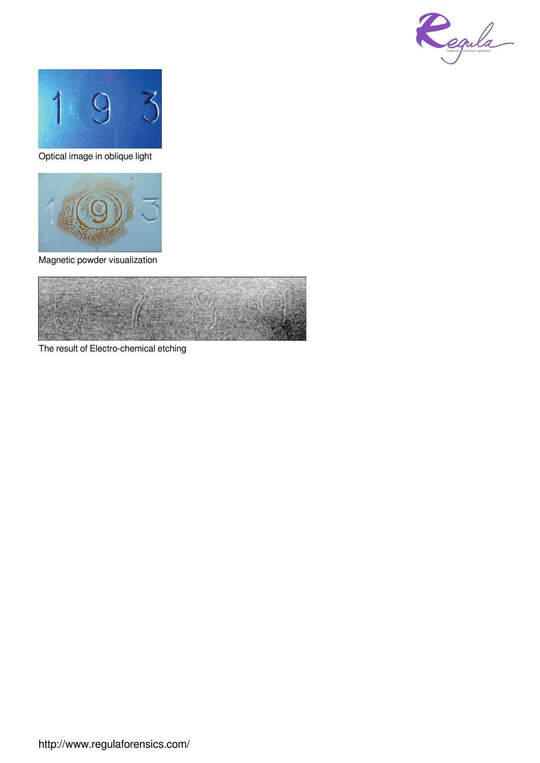Optical image in oblique light

Magnetic powder visualization

The result of Electro-chemical etching

http://www.regulaforensics.com/